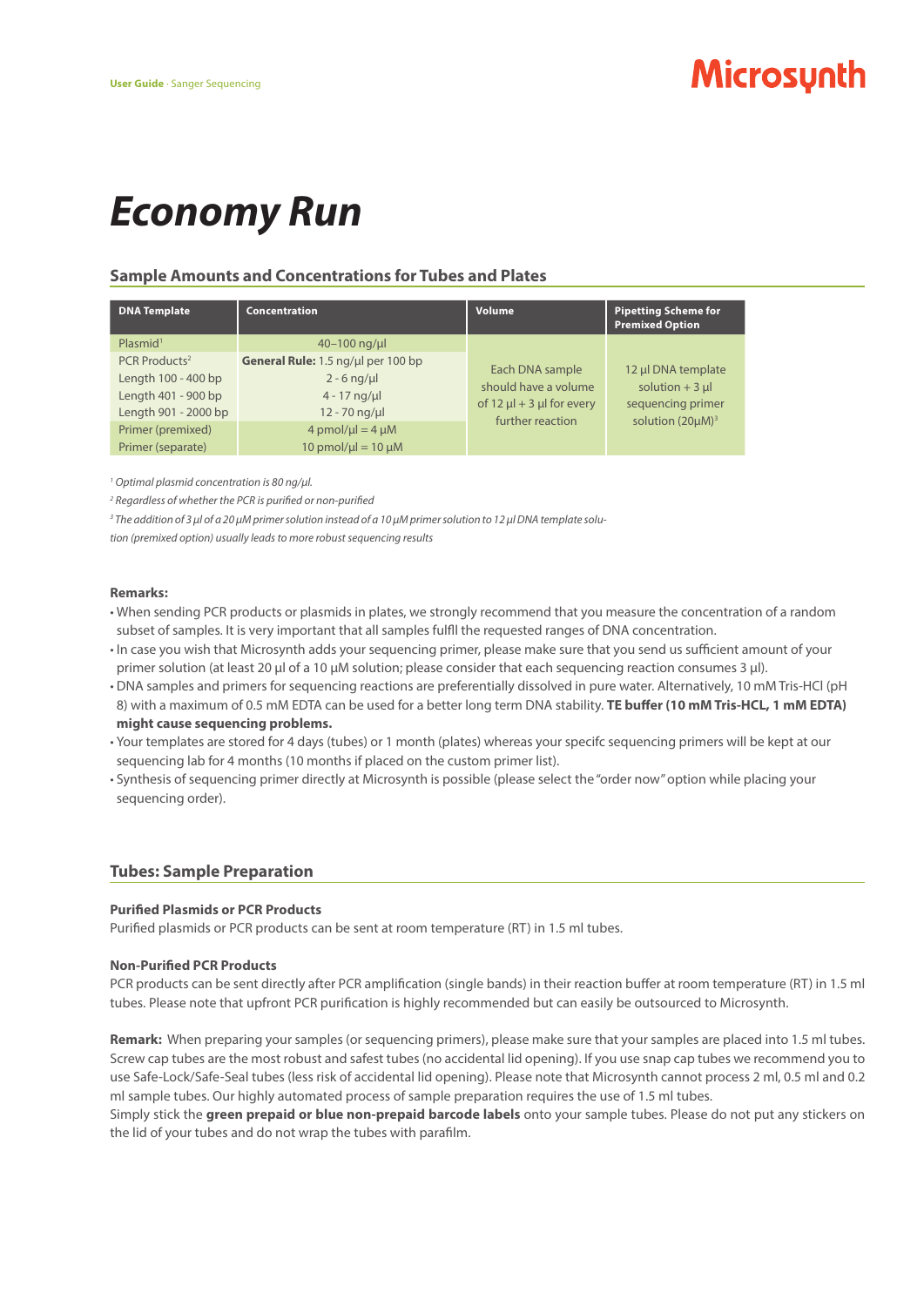# Economy Run

## Sample Amounts and Concentrations for Tubes and Plates

| DNA Template | Concentration | Volume | Pipetting Scheme for Premixed Option |
|---|---|---|---|
| Plasmid[1] | 40–100 ng/µl | Each DNA sample should have a volume of 12 µl + 3 µl for every further reaction | 12 µl DNA template solution + 3 µl sequencing primer solution (20µM)[3] |
| PCR Products[2] | **General Rule:** 1.5 ng/µl per 100 bp | | |
| Length 100 - 400 bp | 2 - 6 ng/µl | | |
| Length 401 - 900 bp | 4 - 17 ng/µl | | |
| Length 901 - 2000 bp | 12 - 70 ng/µl | | |
| Primer (premixed) | 4 pmol/µl = 4 µM | | |
| Primer (separate) | 10 pmol/µl = 10 µM | | |

*[1] Optimal plasmid concentration is 80 ng/µl.*

*[2] Regardless of whether the PCR is purified or non-purified*

*[3] The addition of 3 µl of a 20 µM primer solution instead of a 10 µM primer solution to 12 µl DNA template solution (premixed option) usually leads to more robust sequencing results*

**Remarks:**

- When sending PCR products or plasmids in plates, we strongly recommend that you measure the concentration of a random subset of samples. It is very important that all samples fulfil the requested ranges of DNA concentration.
- In case you wish that Microsynth adds your sequencing primer, please make sure that you send us sufficient amount of your primer solution (at least 20 µl of a 10 µM solution; please consider that each sequencing reaction consumes 3 µl).
- DNA samples and primers for sequencing reactions are preferentially dissolved in pure water. Alternatively, 10 mM Tris-HCl (pH 8) with a maximum of 0.5 mM EDTA can be used for a better long term DNA stability. **TE buffer (10 mM Tris-HCL, 1 mM EDTA) might cause sequencing problems.**
- Your templates are stored for 4 days (tubes) or 1 month (plates) whereas your specifc sequencing primers will be kept at our sequencing lab for 4 months (10 months if placed on the custom primer list).
- Synthesis of sequencing primer directly at Microsynth is possible (please select the "order now" option while placing your sequencing order).

## Tubes: Sample Preparation

### Purified Plasmids or PCR Products

Purified plasmids or PCR products can be sent at room temperature (RT) in 1.5 ml tubes.

### Non-Purified PCR Products

PCR products can be sent directly after PCR amplification (single bands) in their reaction buffer at room temperature (RT) in 1.5 ml tubes. Please note that upfront PCR purification is highly recommended but can easily be outsourced to Microsynth.

**Remark:** When preparing your samples (or sequencing primers), please make sure that your samples are placed into 1.5 ml tubes. Screw cap tubes are the most robust and safest tubes (no accidental lid opening). If you use snap cap tubes we recommend you to use Safe-Lock/Safe-Seal tubes (less risk of accidental lid opening). Please note that Microsynth cannot process 2 ml, 0.5 ml and 0.2 ml sample tubes. Our highly automated process of sample preparation requires the use of 1.5 ml tubes.
Simply stick the **green prepaid or blue non-prepaid barcode labels** onto your sample tubes. Please do not put any stickers on the lid of your tubes and do not wrap the tubes with parafilm.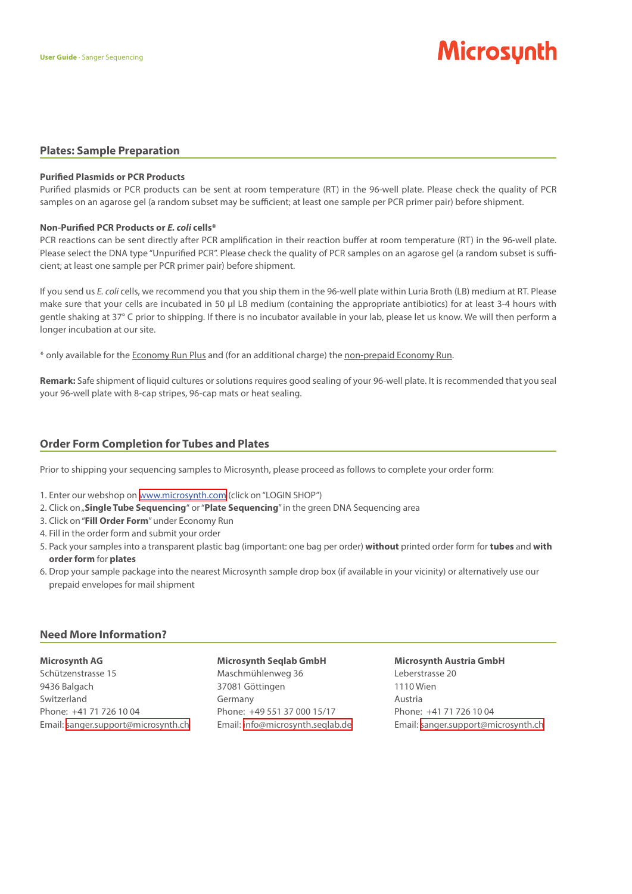## Plates: Sample Preparation

**Purified Plasmids or PCR Products**

Purified plasmids or PCR products can be sent at room temperature (RT) in the 96-well plate. Please check the quality of PCR samples on an agarose gel (a random subset may be sufficient; at least one sample per PCR primer pair) before shipment.

**Non-Purified PCR Products or *E. coli* cells***

PCR reactions can be sent directly after PCR amplification in their reaction buffer at room temperature (RT) in the 96-well plate. Please select the DNA type "Unpurified PCR". Please check the quality of PCR samples on an agarose gel (a random subset is sufficient; at least one sample per PCR primer pair) before shipment.

If you send us *E. coli* cells, we recommend you that you ship them in the 96-well plate within Luria Broth (LB) medium at RT. Please make sure that your cells are incubated in 50 µl LB medium (containing the appropriate antibiotics) for at least 3-4 hours with gentle shaking at 37° C prior to shipping. If there is no incubator available in your lab, please let us know. We will then perform a longer incubation at our site.

* only available for the Economy Run Plus and (for an additional charge) the non-prepaid Economy Run.

**Remark:** Safe shipment of liquid cultures or solutions requires good sealing of your 96-well plate. It is recommended that you seal your 96-well plate with 8-cap stripes, 96-cap mats or heat sealing.

## Order Form Completion for Tubes and Plates

Prior to shipping your sequencing samples to Microsynth, please proceed as follows to complete your order form:

1. Enter our webshop on www.microsynth.com (click on "LOGIN SHOP")
2. Click on „**Single Tube Sequencing**" or "**Plate Sequencing**" in the green DNA Sequencing area
3. Click on "**Fill Order Form**" under Economy Run
4. Fill in the order form and submit your order
5. Pack your samples into a transparent plastic bag (important: one bag per order) **without** printed order form for **tubes** and **with order form** for **plates**
6. Drop your sample package into the nearest Microsynth sample drop box (if available in your vicinity) or alternatively use our prepaid envelopes for mail shipment

## Need More Information?

**Microsynth AG**
Schützenstrasse 15
9436 Balgach
Switzerland
Phone: +41 71 726 10 04
Email: sanger.support@microsynth.ch

**Microsynth Seqlab GmbH**
Maschmühlenweg 36
37081 Göttingen
Germany
Phone: +49 551 37 000 15/17
Email: info@microsynth.seqlab.de

**Microsynth Austria GmbH**
Leberstrasse 20
1110 Wien
Austria
Phone: +41 71 726 10 04
Email: sanger.support@microsynth.ch